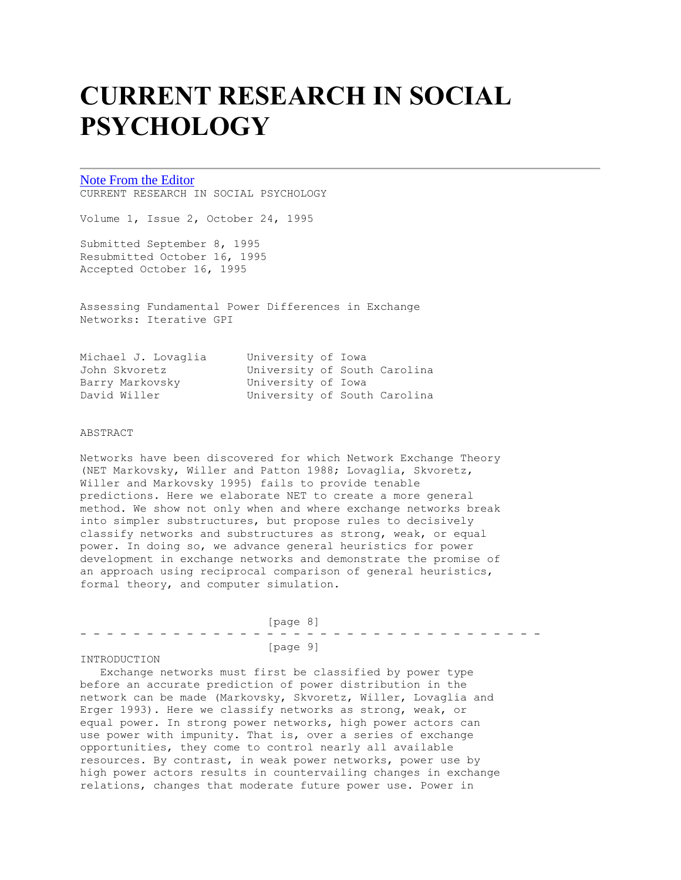# CURRENT RESEARCH IN SOCIAL PSYCHOLOGY

Note From the Editor

CURRENT RESEARCH IN SOCIAL PSYCHOLOGY

Volume 1, Issue 2, October 24, 1995

Submitted September 8, 1995
Resubmitted October 16, 1995
Accepted October 16, 1995

Assessing Fundamental Power Differences in Exchange Networks: Iterative GPI

| | |
|---|---|
| Michael J. Lovaglia | University of Iowa |
| John Skvoretz | University of South Carolina |
| Barry Markovsky | University of Iowa |
| David Willer | University of South Carolina |

ABSTRACT

Networks have been discovered for which Network Exchange Theory (NET Markovsky, Willer and Patton 1988; Lovaglia, Skvoretz, Willer and Markovsky 1995) fails to provide tenable predictions. Here we elaborate NET to create a more general method. We show not only when and where exchange networks break into simpler substructures, but propose rules to decisively classify networks and substructures as strong, weak, or equal power. In doing so, we advance general heuristics for power development in exchange networks and demonstrate the promise of an approach using reciprocal comparison of general heuristics, formal theory, and computer simulation.

INTRODUCTION

Exchange networks must first be classified by power type before an accurate prediction of power distribution in the network can be made (Markovsky, Skvoretz, Willer, Lovaglia and Erger 1993). Here we classify networks as strong, weak, or equal power. In strong power networks, high power actors can use power with impunity. That is, over a series of exchange opportunities, they come to control nearly all available resources. By contrast, in weak power networks, power use by high power actors results in countervailing changes in exchange relations, changes that moderate future power use. Power in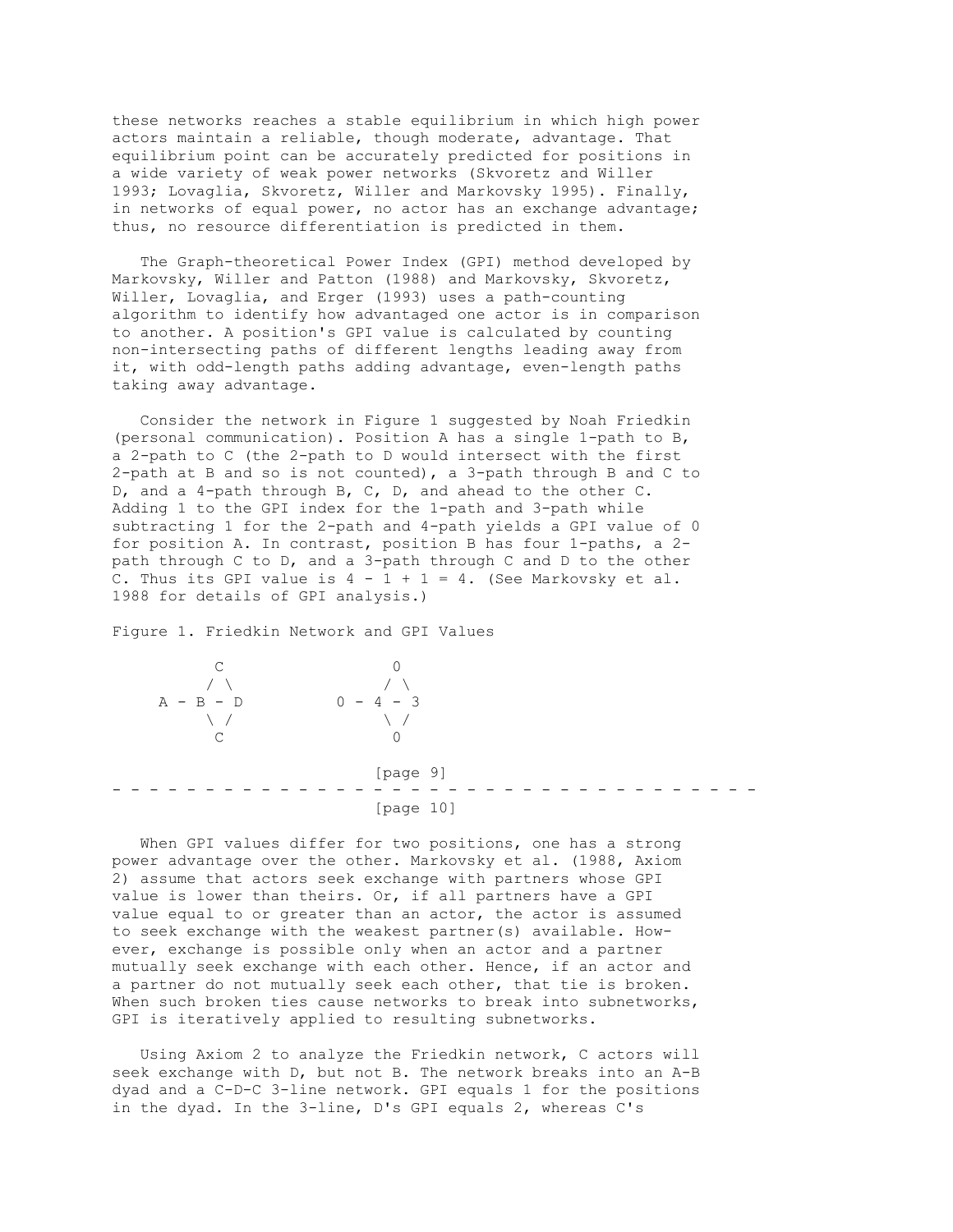these networks reaches a stable equilibrium in which high power actors maintain a reliable, though moderate, advantage. That equilibrium point can be accurately predicted for positions in a wide variety of weak power networks (Skvoretz and Willer 1993; Lovaglia, Skvoretz, Willer and Markovsky 1995). Finally, in networks of equal power, no actor has an exchange advantage; thus, no resource differentiation is predicted in them.

The Graph-theoretical Power Index (GPI) method developed by Markovsky, Willer and Patton (1988) and Markovsky, Skvoretz, Willer, Lovaglia, and Erger (1993) uses a path-counting algorithm to identify how advantaged one actor is in comparison to another. A position's GPI value is calculated by counting non-intersecting paths of different lengths leading away from it, with odd-length paths adding advantage, even-length paths taking away advantage.

Consider the network in Figure 1 suggested by Noah Friedkin (personal communication). Position A has a single 1-path to B, a 2-path to C (the 2-path to D would intersect with the first 2-path at B and so is not counted), a 3-path through B and C to D, and a 4-path through B, C, D, and ahead to the other C. Adding 1 to the GPI index for the 1-path and 3-path while subtracting 1 for the 2-path and 4-path yields a GPI value of 0 for position A. In contrast, position B has four 1-paths, a 2-path through C to D, and a 3-path through C and D to the other C. Thus its GPI value is 4 - 1 + 1 = 4. (See Markovsky et al. 1988 for details of GPI analysis.)

Figure 1. Friedkin Network and GPI Values

```
         C                 0
        / \               / \
    A - B - D         0 - 4 - 3
        \ /               \ /
         C                 0
```

When GPI values differ for two positions, one has a strong power advantage over the other. Markovsky et al. (1988, Axiom 2) assume that actors seek exchange with partners whose GPI value is lower than theirs. Or, if all partners have a GPI value equal to or greater than an actor, the actor is assumed to seek exchange with the weakest partner(s) available. However, exchange is possible only when an actor and a partner mutually seek exchange with each other. Hence, if an actor and a partner do not mutually seek each other, that tie is broken. When such broken ties cause networks to break into subnetworks, GPI is iteratively applied to resulting subnetworks.

Using Axiom 2 to analyze the Friedkin network, C actors will seek exchange with D, but not B. The network breaks into an A-B dyad and a C-D-C 3-line network. GPI equals 1 for the positions in the dyad. In the 3-line, D's GPI equals 2, whereas C's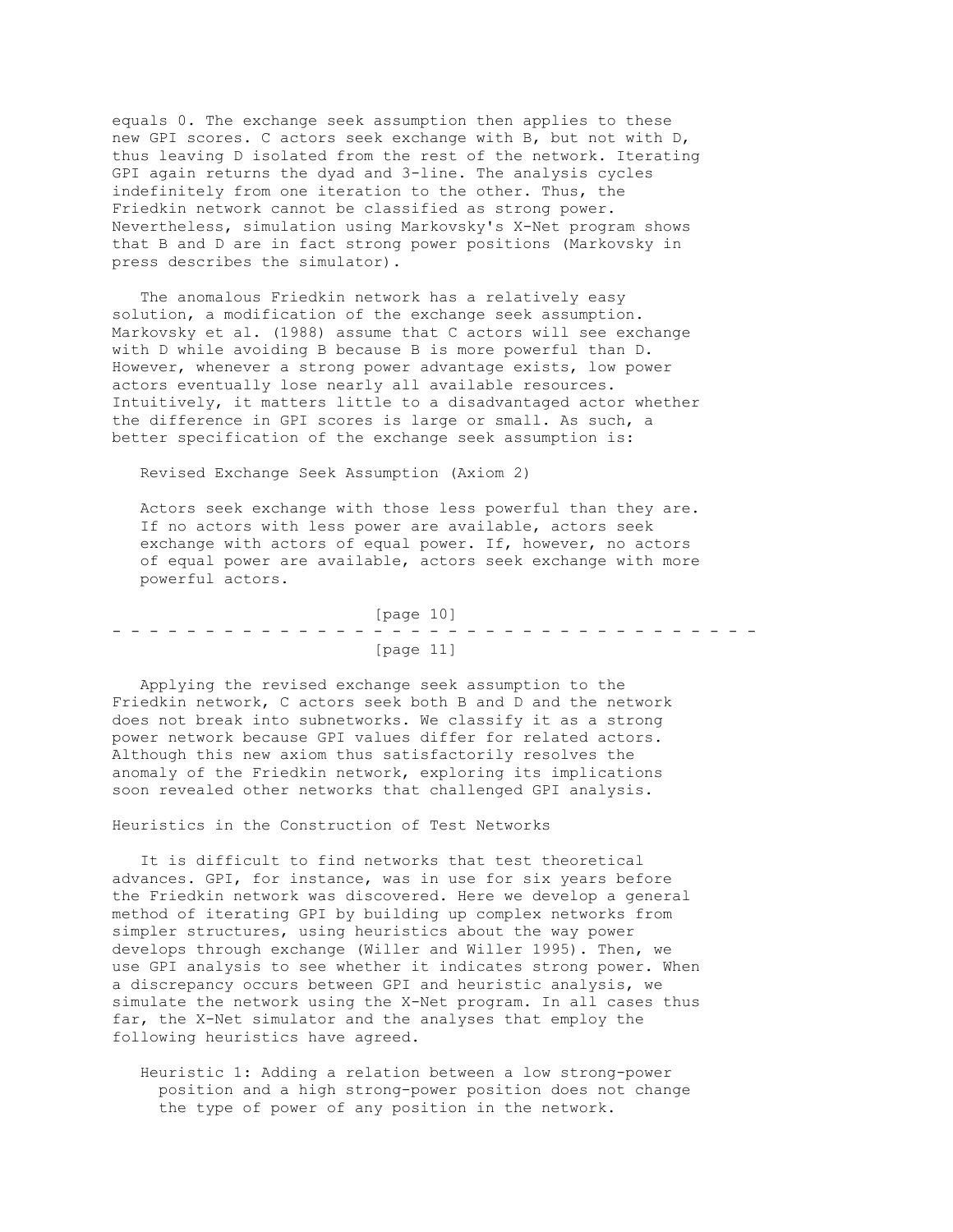equals 0. The exchange seek assumption then applies to these new GPI scores. C actors seek exchange with B, but not with D, thus leaving D isolated from the rest of the network. Iterating GPI again returns the dyad and 3-line. The analysis cycles indefinitely from one iteration to the other. Thus, the Friedkin network cannot be classified as strong power. Nevertheless, simulation using Markovsky's X-Net program shows that B and D are in fact strong power positions (Markovsky in press describes the simulator).

The anomalous Friedkin network has a relatively easy solution, a modification of the exchange seek assumption. Markovsky et al. (1988) assume that C actors will see exchange with D while avoiding B because B is more powerful than D. However, whenever a strong power advantage exists, low power actors eventually lose nearly all available resources. Intuitively, it matters little to a disadvantaged actor whether the difference in GPI scores is large or small. As such, a better specification of the exchange seek assumption is:

Revised Exchange Seek Assumption (Axiom 2)

> Actors seek exchange with those less powerful than they are. If no actors with less power are available, actors seek exchange with actors of equal power. If, however, no actors of equal power are available, actors seek exchange with more powerful actors.

Applying the revised exchange seek assumption to the Friedkin network, C actors seek both B and D and the network does not break into subnetworks. We classify it as a strong power network because GPI values differ for related actors. Although this new axiom thus satisfactorily resolves the anomaly of the Friedkin network, exploring its implications soon revealed other networks that challenged GPI analysis.

## Heuristics in the Construction of Test Networks

It is difficult to find networks that test theoretical advances. GPI, for instance, was in use for six years before the Friedkin network was discovered. Here we develop a general method of iterating GPI by building up complex networks from simpler structures, using heuristics about the way power develops through exchange (Willer and Willer 1995). Then, we use GPI analysis to see whether it indicates strong power. When a discrepancy occurs between GPI and heuristic analysis, we simulate the network using the X-Net program. In all cases thus far, the X-Net simulator and the analyses that employ the following heuristics have agreed.

Heuristic 1: Adding a relation between a low strong-power position and a high strong-power position does not change the type of power of any position in the network.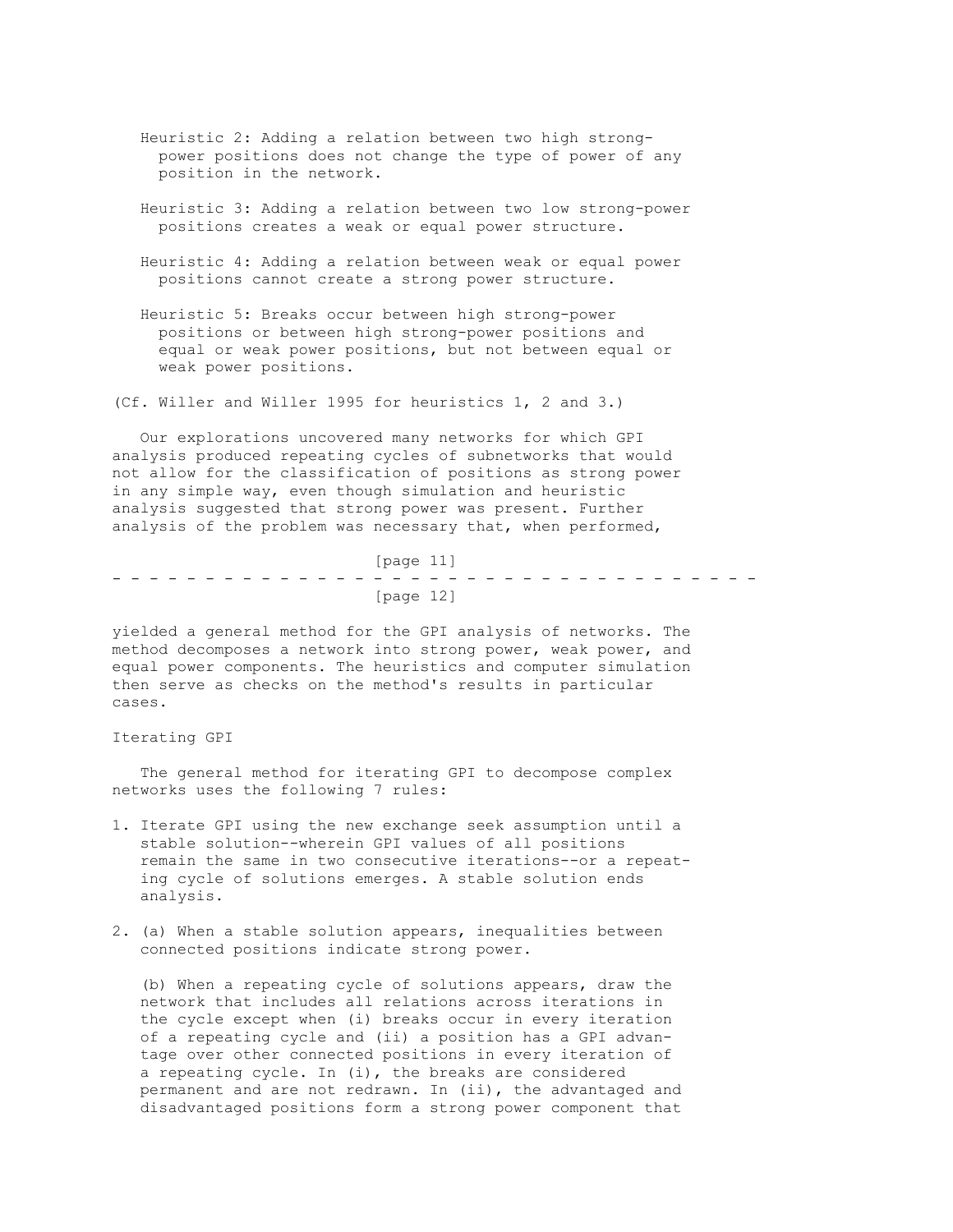Heuristic 2: Adding a relation between two high strong-power positions does not change the type of power of any position in the network.

Heuristic 3: Adding a relation between two low strong-power positions creates a weak or equal power structure.

Heuristic 4: Adding a relation between weak or equal power positions cannot create a strong power structure.

Heuristic 5: Breaks occur between high strong-power positions or between high strong-power positions and equal or weak power positions, but not between equal or weak power positions.

(Cf. Willer and Willer 1995 for heuristics 1, 2 and 3.)

Our explorations uncovered many networks for which GPI analysis produced repeating cycles of subnetworks that would not allow for the classification of positions as strong power in any simple way, even though simulation and heuristic analysis suggested that strong power was present. Further analysis of the problem was necessary that, when performed, yielded a general method for the GPI analysis of networks. The method decomposes a network into strong power, weak power, and equal power components. The heuristics and computer simulation then serve as checks on the method's results in particular cases.

## Iterating GPI

The general method for iterating GPI to decompose complex networks uses the following 7 rules:

1. Iterate GPI using the new exchange seek assumption until a stable solution--wherein GPI values of all positions remain the same in two consecutive iterations--or a repeating cycle of solutions emerges. A stable solution ends analysis.

2. (a) When a stable solution appears, inequalities between connected positions indicate strong power.

   (b) When a repeating cycle of solutions appears, draw the network that includes all relations across iterations in the cycle except when (i) breaks occur in every iteration of a repeating cycle and (ii) a position has a GPI advantage over other connected positions in every iteration of a repeating cycle. In (i), the breaks are considered permanent and are not redrawn. In (ii), the advantaged and disadvantaged positions form a strong power component that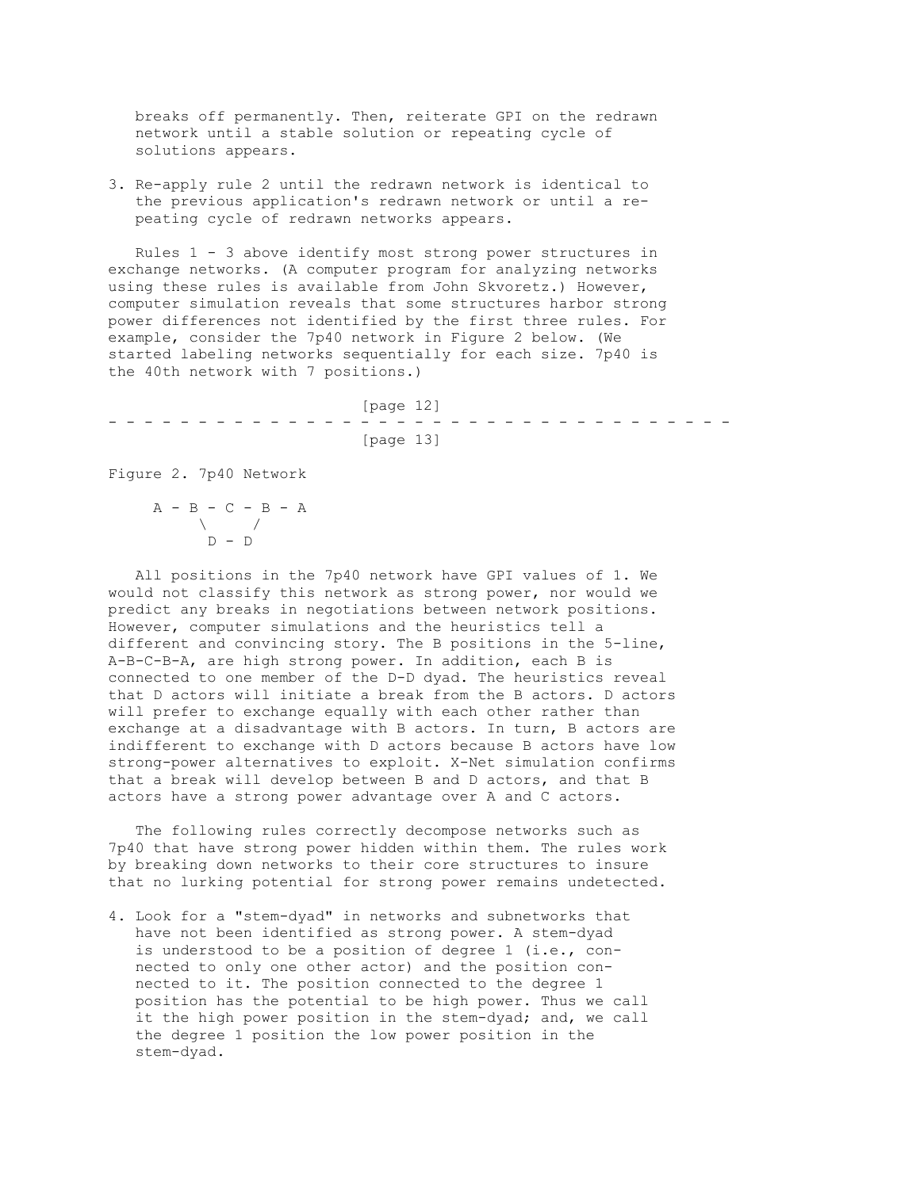breaks off permanently. Then, reiterate GPI on the redrawn network until a stable solution or repeating cycle of solutions appears.

3. Re-apply rule 2 until the redrawn network is identical to the previous application's redrawn network or until a repeating cycle of redrawn networks appears.

Rules 1 - 3 above identify most strong power structures in exchange networks. (A computer program for analyzing networks using these rules is available from John Skvoretz.) However, computer simulation reveals that some structures harbor strong power differences not identified by the first three rules. For example, consider the 7p40 network in Figure 2 below. (We started labeling networks sequentially for each size. 7p40 is the 40th network with 7 positions.)

Figure 2. 7p40 Network

```
A - B - C - B - A
     \     /
      D - D
```

All positions in the 7p40 network have GPI values of 1. We would not classify this network as strong power, nor would we predict any breaks in negotiations between network positions. However, computer simulations and the heuristics tell a different and convincing story. The B positions in the 5-line, A-B-C-B-A, are high strong power. In addition, each B is connected to one member of the D-D dyad. The heuristics reveal that D actors will initiate a break from the B actors. D actors will prefer to exchange equally with each other rather than exchange at a disadvantage with B actors. In turn, B actors are indifferent to exchange with D actors because B actors have low strong-power alternatives to exploit. X-Net simulation confirms that a break will develop between B and D actors, and that B actors have a strong power advantage over A and C actors.

The following rules correctly decompose networks such as 7p40 that have strong power hidden within them. The rules work by breaking down networks to their core structures to insure that no lurking potential for strong power remains undetected.

4. Look for a "stem-dyad" in networks and subnetworks that have not been identified as strong power. A stem-dyad is understood to be a position of degree 1 (i.e., connected to only one other actor) and the position connected to it. The position connected to the degree 1 position has the potential to be high power. Thus we call it the high power position in the stem-dyad; and, we call the degree 1 position the low power position in the stem-dyad.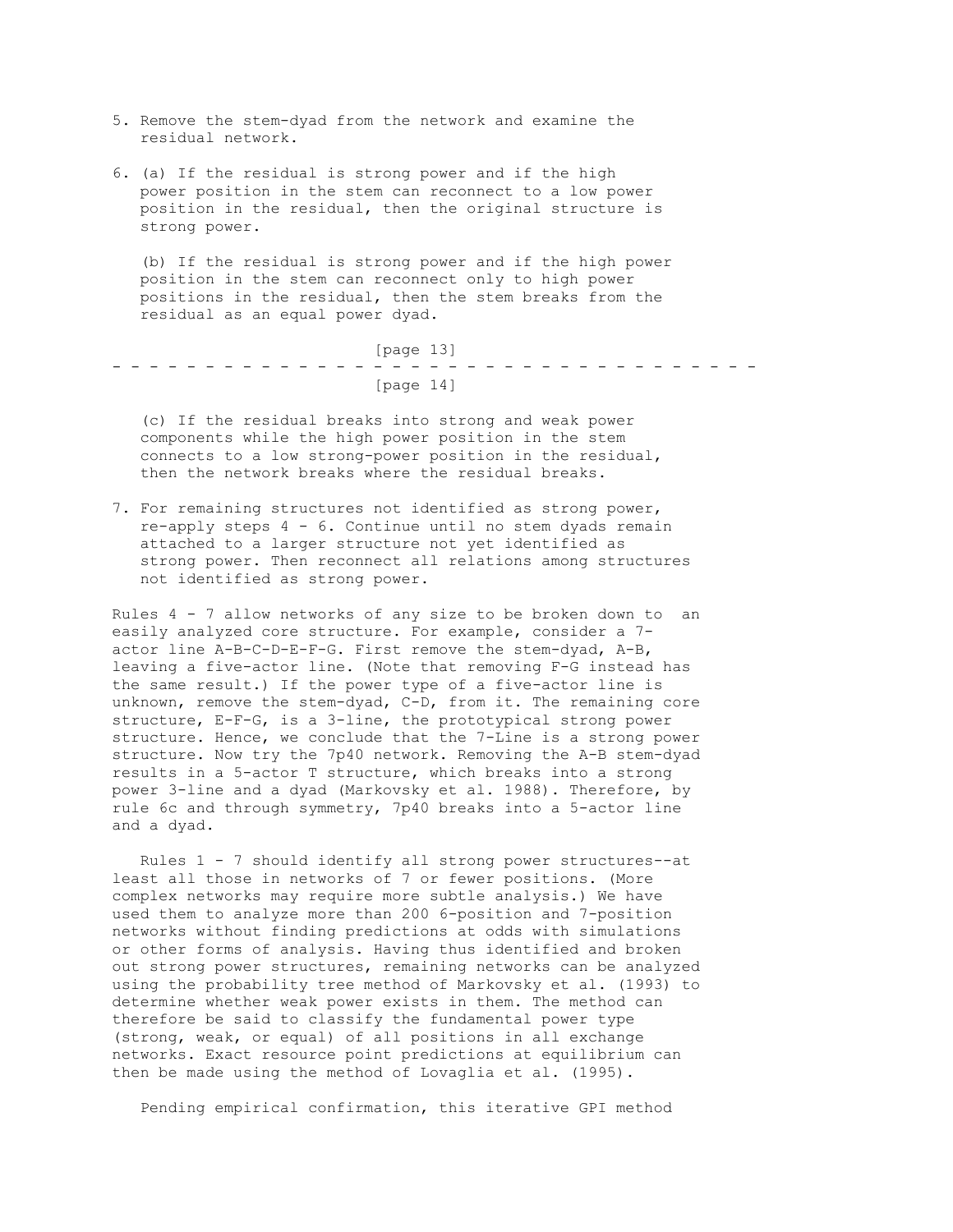5. Remove the stem-dyad from the network and examine the residual network.

6. (a) If the residual is strong power and if the high power position in the stem can reconnect to a low power position in the residual, then the original structure is strong power.

   (b) If the residual is strong power and if the high power position in the stem can reconnect only to high power positions in the residual, then the stem breaks from the residual as an equal power dyad.

   (c) If the residual breaks into strong and weak power components while the high power position in the stem connects to a low strong-power position in the residual, then the network breaks where the residual breaks.

7. For remaining structures not identified as strong power, re-apply steps 4 - 6. Continue until no stem dyads remain attached to a larger structure not yet identified as strong power. Then reconnect all relations among structures not identified as strong power.

Rules 4 - 7 allow networks of any size to be broken down to an easily analyzed core structure. For example, consider a 7-actor line A-B-C-D-E-F-G. First remove the stem-dyad, A-B, leaving a five-actor line. (Note that removing F-G instead has the same result.) If the power type of a five-actor line is unknown, remove the stem-dyad, C-D, from it. The remaining core structure, E-F-G, is a 3-line, the prototypical strong power structure. Hence, we conclude that the 7-Line is a strong power structure. Now try the 7p40 network. Removing the A-B stem-dyad results in a 5-actor T structure, which breaks into a strong power 3-line and a dyad (Markovsky et al. 1988). Therefore, by rule 6c and through symmetry, 7p40 breaks into a 5-actor line and a dyad.

Rules 1 - 7 should identify all strong power structures--at least all those in networks of 7 or fewer positions. (More complex networks may require more subtle analysis.) We have used them to analyze more than 200 6-position and 7-position networks without finding predictions at odds with simulations or other forms of analysis. Having thus identified and broken out strong power structures, remaining networks can be analyzed using the probability tree method of Markovsky et al. (1993) to determine whether weak power exists in them. The method can therefore be said to classify the fundamental power type (strong, weak, or equal) of all positions in all exchange networks. Exact resource point predictions at equilibrium can then be made using the method of Lovaglia et al. (1995).

Pending empirical confirmation, this iterative GPI method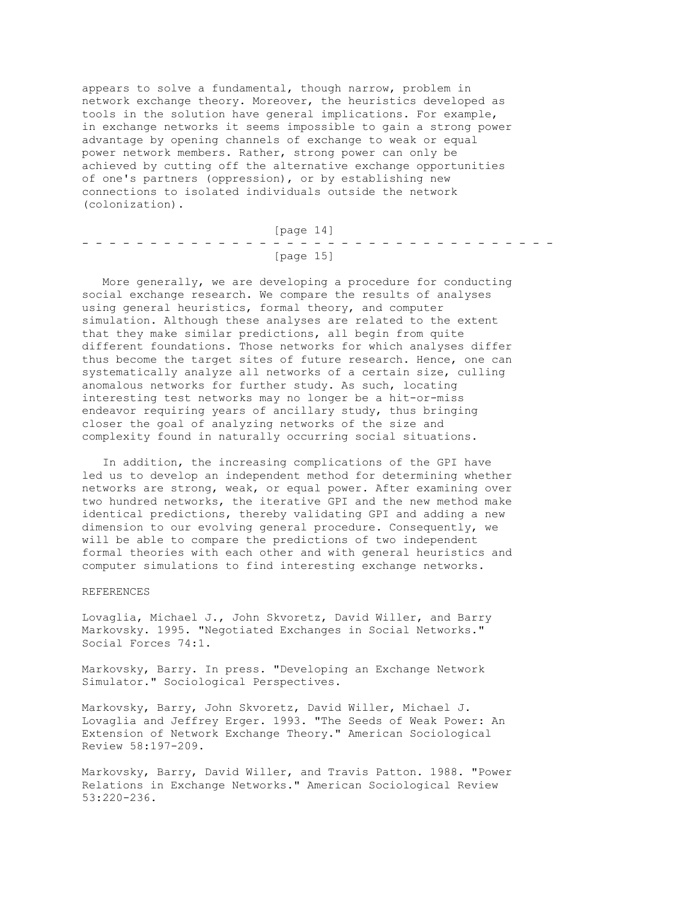appears to solve a fundamental, though narrow, problem in network exchange theory. Moreover, the heuristics developed as tools in the solution have general implications. For example, in exchange networks it seems impossible to gain a strong power advantage by opening channels of exchange to weak or equal power network members. Rather, strong power can only be achieved by cutting off the alternative exchange opportunities of one's partners (oppression), or by establishing new connections to isolated individuals outside the network (colonization).

More generally, we are developing a procedure for conducting social exchange research. We compare the results of analyses using general heuristics, formal theory, and computer simulation. Although these analyses are related to the extent that they make similar predictions, all begin from quite different foundations. Those networks for which analyses differ thus become the target sites of future research. Hence, one can systematically analyze all networks of a certain size, culling anomalous networks for further study. As such, locating interesting test networks may no longer be a hit-or-miss endeavor requiring years of ancillary study, thus bringing closer the goal of analyzing networks of the size and complexity found in naturally occurring social situations.

In addition, the increasing complications of the GPI have led us to develop an independent method for determining whether networks are strong, weak, or equal power. After examining over two hundred networks, the iterative GPI and the new method make identical predictions, thereby validating GPI and adding a new dimension to our evolving general procedure. Consequently, we will be able to compare the predictions of two independent formal theories with each other and with general heuristics and computer simulations to find interesting exchange networks.

## REFERENCES

Lovaglia, Michael J., John Skvoretz, David Willer, and Barry Markovsky. 1995. "Negotiated Exchanges in Social Networks." Social Forces 74:1.

Markovsky, Barry. In press. "Developing an Exchange Network Simulator." Sociological Perspectives.

Markovsky, Barry, John Skvoretz, David Willer, Michael J. Lovaglia and Jeffrey Erger. 1993. "The Seeds of Weak Power: An Extension of Network Exchange Theory." American Sociological Review 58:197-209.

Markovsky, Barry, David Willer, and Travis Patton. 1988. "Power Relations in Exchange Networks." American Sociological Review 53:220-236.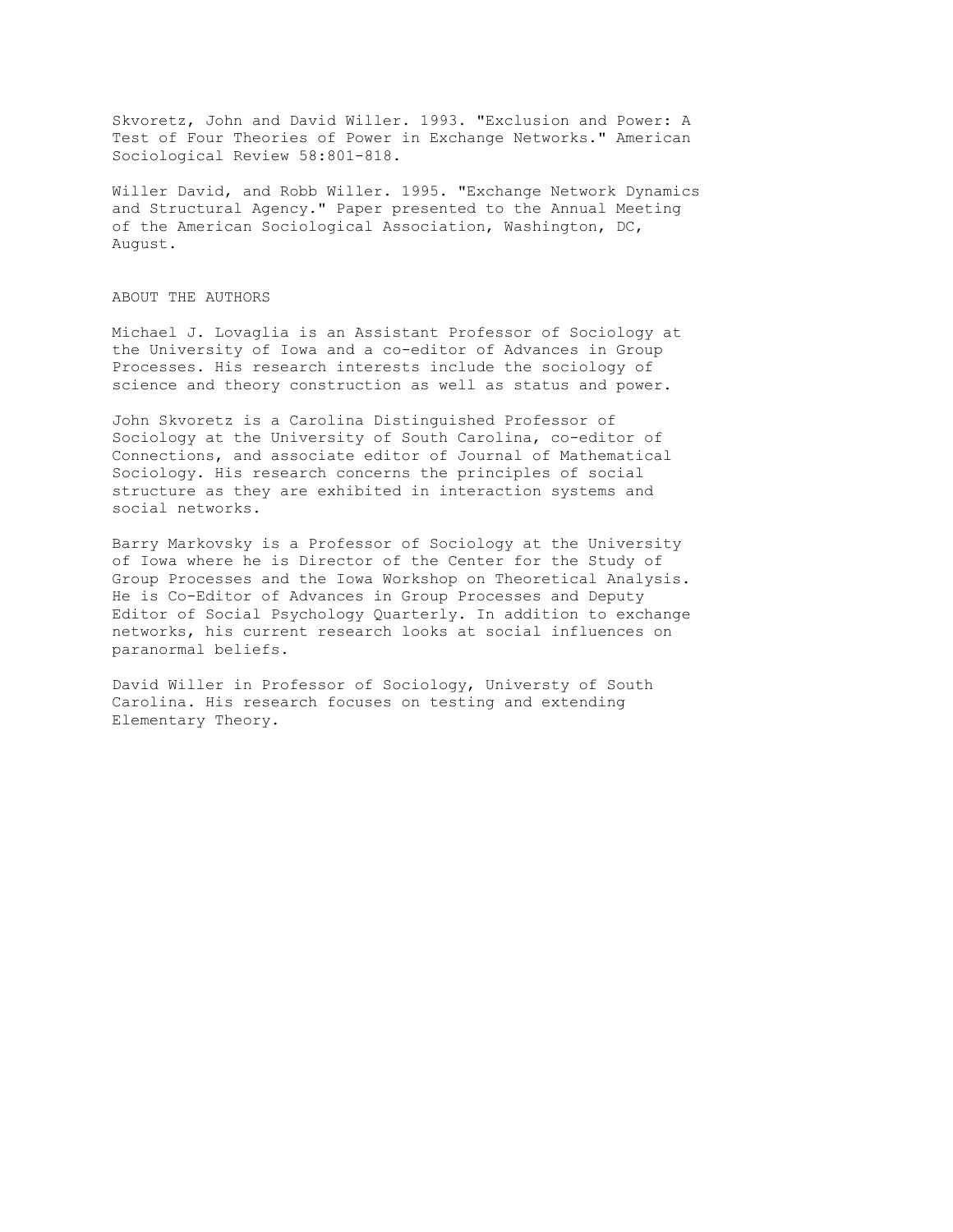Skvoretz, John and David Willer. 1993. "Exclusion and Power: A Test of Four Theories of Power in Exchange Networks." American Sociological Review 58:801-818.

Willer David, and Robb Willer. 1995. "Exchange Network Dynamics and Structural Agency." Paper presented to the Annual Meeting of the American Sociological Association, Washington, DC, August.

## ABOUT THE AUTHORS

Michael J. Lovaglia is an Assistant Professor of Sociology at the University of Iowa and a co-editor of Advances in Group Processes. His research interests include the sociology of science and theory construction as well as status and power.

John Skvoretz is a Carolina Distinguished Professor of Sociology at the University of South Carolina, co-editor of Connections, and associate editor of Journal of Mathematical Sociology. His research concerns the principles of social structure as they are exhibited in interaction systems and social networks.

Barry Markovsky is a Professor of Sociology at the University of Iowa where he is Director of the Center for the Study of Group Processes and the Iowa Workshop on Theoretical Analysis. He is Co-Editor of Advances in Group Processes and Deputy Editor of Social Psychology Quarterly. In addition to exchange networks, his current research looks at social influences on paranormal beliefs.

David Willer in Professor of Sociology, Universty of South Carolina. His research focuses on testing and extending Elementary Theory.